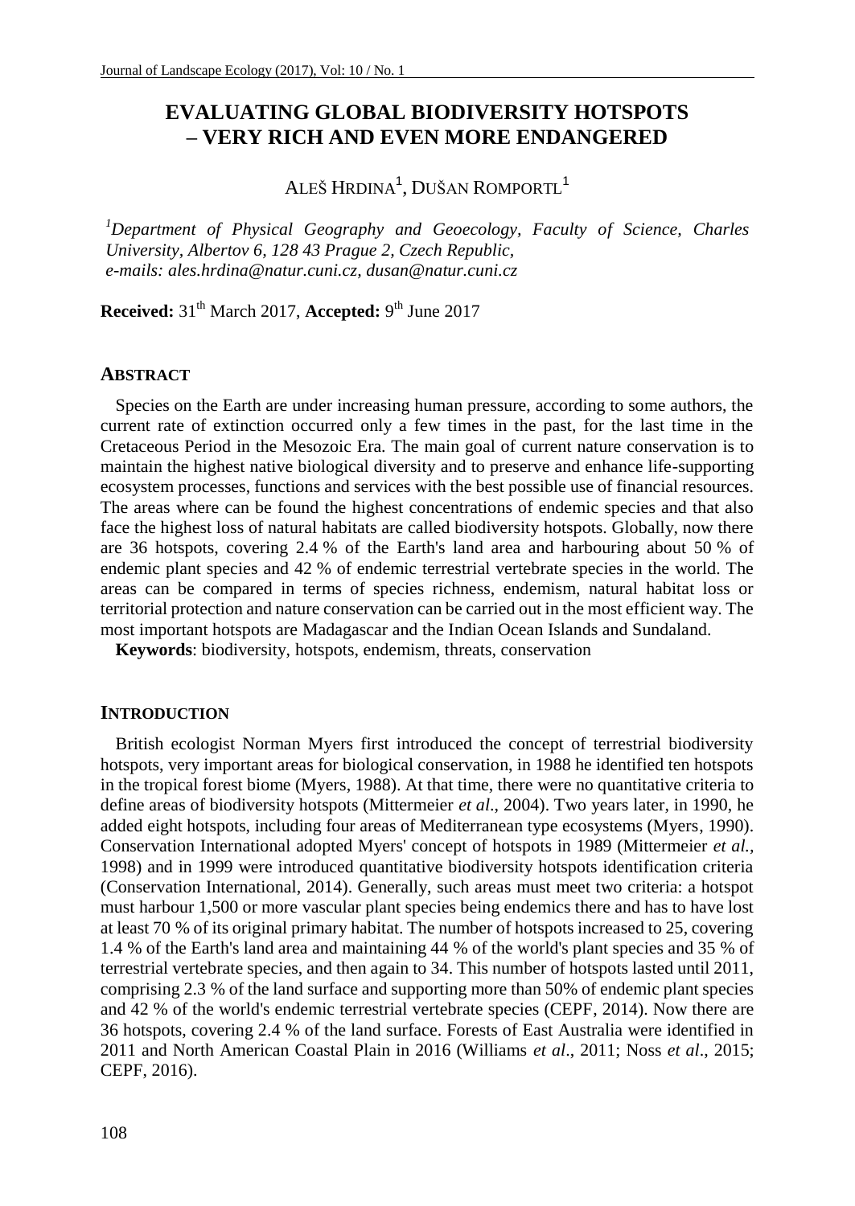# EVALUATING GLOBAL BIODIVERSITY HOTSPOTS – VERY RICH AND EVEN MORE ENDANGERED

ALEŠ HRDINA[1], DUŠAN ROMPORTL[1]

[1]*Department of Physical Geography and Geoecology, Faculty of Science, Charles University, Albertov 6, 128 43 Prague 2, Czech Republic,*
*e-mails: ales.hrdina@natur.cuni.cz, dusan@natur.cuni.cz*

**Received:** 31[th] March 2017, **Accepted:** 9[th] June 2017

## ABSTRACT

Species on the Earth are under increasing human pressure, according to some authors, the current rate of extinction occurred only a few times in the past, for the last time in the Cretaceous Period in the Mesozoic Era. The main goal of current nature conservation is to maintain the highest native biological diversity and to preserve and enhance life-supporting ecosystem processes, functions and services with the best possible use of financial resources. The areas where can be found the highest concentrations of endemic species and that also face the highest loss of natural habitats are called biodiversity hotspots. Globally, now there are 36 hotspots, covering 2.4 % of the Earth's land area and harbouring about 50 % of endemic plant species and 42 % of endemic terrestrial vertebrate species in the world. The areas can be compared in terms of species richness, endemism, natural habitat loss or territorial protection and nature conservation can be carried out in the most efficient way. The most important hotspots are Madagascar and the Indian Ocean Islands and Sundaland.

**Keywords**: biodiversity, hotspots, endemism, threats, conservation

## INTRODUCTION

British ecologist Norman Myers first introduced the concept of terrestrial biodiversity hotspots, very important areas for biological conservation, in 1988 he identified ten hotspots in the tropical forest biome (Myers, 1988). At that time, there were no quantitative criteria to define areas of biodiversity hotspots (Mittermeier *et al*., 2004). Two years later, in 1990, he added eight hotspots, including four areas of Mediterranean type ecosystems (Myers, 1990). Conservation International adopted Myers' concept of hotspots in 1989 (Mittermeier *et al.*, 1998) and in 1999 were introduced quantitative biodiversity hotspots identification criteria (Conservation International, 2014). Generally, such areas must meet two criteria: a hotspot must harbour 1,500 or more vascular plant species being endemics there and has to have lost at least 70 % of its original primary habitat. The number of hotspots increased to 25, covering 1.4 % of the Earth's land area and maintaining 44 % of the world's plant species and 35 % of terrestrial vertebrate species, and then again to 34. This number of hotspots lasted until 2011, comprising 2.3 % of the land surface and supporting more than 50% of endemic plant species and 42 % of the world's endemic terrestrial vertebrate species (CEPF, 2014). Now there are 36 hotspots, covering 2.4 % of the land surface. Forests of East Australia were identified in 2011 and North American Coastal Plain in 2016 (Williams *et al*., 2011; Noss *et al*., 2015; CEPF, 2016).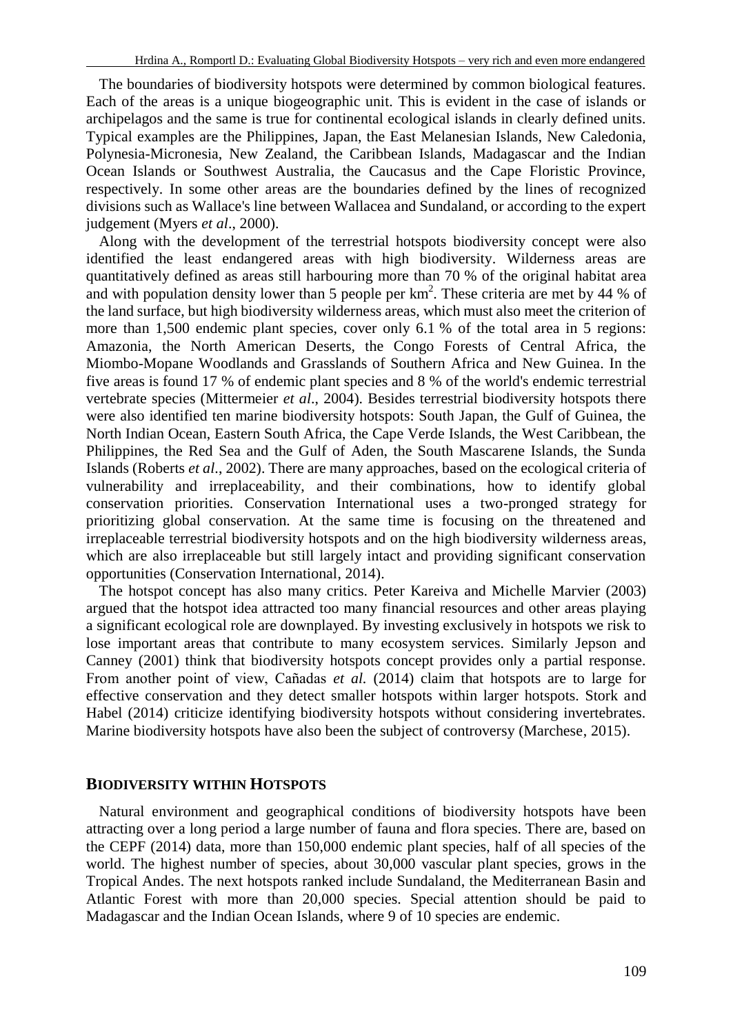The boundaries of biodiversity hotspots were determined by common biological features. Each of the areas is a unique biogeographic unit. This is evident in the case of islands or archipelagos and the same is true for continental ecological islands in clearly defined units. Typical examples are the Philippines, Japan, the East Melanesian Islands, New Caledonia, Polynesia-Micronesia, New Zealand, the Caribbean Islands, Madagascar and the Indian Ocean Islands or Southwest Australia, the Caucasus and the Cape Floristic Province, respectively. In some other areas are the boundaries defined by the lines of recognized divisions such as Wallace's line between Wallacea and Sundaland, or according to the expert judgement (Myers *et al*., 2000).

Along with the development of the terrestrial hotspots biodiversity concept were also identified the least endangered areas with high biodiversity. Wilderness areas are quantitatively defined as areas still harbouring more than 70 % of the original habitat area and with population density lower than 5 people per km$^2$. These criteria are met by 44 % of the land surface, but high biodiversity wilderness areas, which must also meet the criterion of more than 1,500 endemic plant species, cover only 6.1 % of the total area in 5 regions: Amazonia, the North American Deserts, the Congo Forests of Central Africa, the Miombo-Mopane Woodlands and Grasslands of Southern Africa and New Guinea. In the five areas is found 17 % of endemic plant species and 8 % of the world's endemic terrestrial vertebrate species (Mittermeier *et al*., 2004). Besides terrestrial biodiversity hotspots there were also identified ten marine biodiversity hotspots: South Japan, the Gulf of Guinea, the North Indian Ocean, Eastern South Africa, the Cape Verde Islands, the West Caribbean, the Philippines, the Red Sea and the Gulf of Aden, the South Mascarene Islands, the Sunda Islands (Roberts *et al*., 2002). There are many approaches, based on the ecological criteria of vulnerability and irreplaceability, and their combinations, how to identify global conservation priorities. Conservation International uses a two-pronged strategy for prioritizing global conservation. At the same time is focusing on the threatened and irreplaceable terrestrial biodiversity hotspots and on the high biodiversity wilderness areas, which are also irreplaceable but still largely intact and providing significant conservation opportunities (Conservation International, 2014).

The hotspot concept has also many critics. Peter Kareiva and Michelle Marvier (2003) argued that the hotspot idea attracted too many financial resources and other areas playing a significant ecological role are downplayed. By investing exclusively in hotspots we risk to lose important areas that contribute to many ecosystem services. Similarly Jepson and Canney (2001) think that biodiversity hotspots concept provides only a partial response. From another point of view, Cañadas *et al.* (2014) claim that hotspots are to large for effective conservation and they detect smaller hotspots within larger hotspots. Stork and Habel (2014) criticize identifying biodiversity hotspots without considering invertebrates. Marine biodiversity hotspots have also been the subject of controversy (Marchese, 2015).

## BIODIVERSITY WITHIN HOTSPOTS

Natural environment and geographical conditions of biodiversity hotspots have been attracting over a long period a large number of fauna and flora species. There are, based on the CEPF (2014) data, more than 150,000 endemic plant species, half of all species of the world. The highest number of species, about 30,000 vascular plant species, grows in the Tropical Andes. The next hotspots ranked include Sundaland, the Mediterranean Basin and Atlantic Forest with more than 20,000 species. Special attention should be paid to Madagascar and the Indian Ocean Islands, where 9 of 10 species are endemic.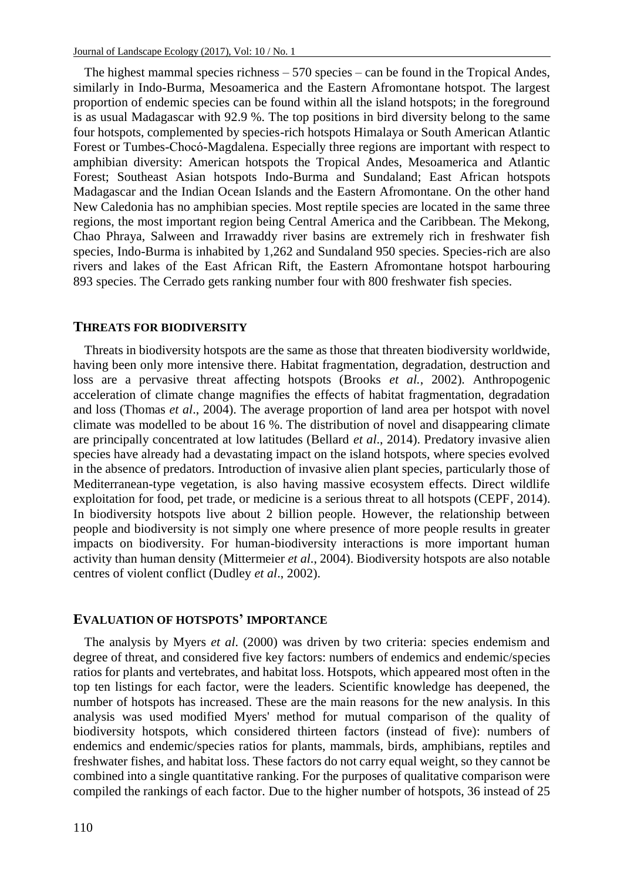The highest mammal species richness – 570 species – can be found in the Tropical Andes, similarly in Indo-Burma, Mesoamerica and the Eastern Afromontane hotspot. The largest proportion of endemic species can be found within all the island hotspots; in the foreground is as usual Madagascar with 92.9 %. The top positions in bird diversity belong to the same four hotspots, complemented by species-rich hotspots Himalaya or South American Atlantic Forest or Tumbes-Chocó-Magdalena. Especially three regions are important with respect to amphibian diversity: American hotspots the Tropical Andes, Mesoamerica and Atlantic Forest; Southeast Asian hotspots Indo-Burma and Sundaland; East African hotspots Madagascar and the Indian Ocean Islands and the Eastern Afromontane. On the other hand New Caledonia has no amphibian species. Most reptile species are located in the same three regions, the most important region being Central America and the Caribbean. The Mekong, Chao Phraya, Salween and Irrawaddy river basins are extremely rich in freshwater fish species, Indo-Burma is inhabited by 1,262 and Sundaland 950 species. Species-rich are also rivers and lakes of the East African Rift, the Eastern Afromontane hotspot harbouring 893 species. The Cerrado gets ranking number four with 800 freshwater fish species.

## THREATS FOR BIODIVERSITY

Threats in biodiversity hotspots are the same as those that threaten biodiversity worldwide, having been only more intensive there. Habitat fragmentation, degradation, destruction and loss are a pervasive threat affecting hotspots (Brooks *et al.*, 2002). Anthropogenic acceleration of climate change magnifies the effects of habitat fragmentation, degradation and loss (Thomas *et al*., 2004). The average proportion of land area per hotspot with novel climate was modelled to be about 16 %. The distribution of novel and disappearing climate are principally concentrated at low latitudes (Bellard *et al*., 2014). Predatory invasive alien species have already had a devastating impact on the island hotspots, where species evolved in the absence of predators. Introduction of invasive alien plant species, particularly those of Mediterranean-type vegetation, is also having massive ecosystem effects. Direct wildlife exploitation for food, pet trade, or medicine is a serious threat to all hotspots (CEPF, 2014). In biodiversity hotspots live about 2 billion people. However, the relationship between people and biodiversity is not simply one where presence of more people results in greater impacts on biodiversity. For human-biodiversity interactions is more important human activity than human density (Mittermeier *et al*., 2004). Biodiversity hotspots are also notable centres of violent conflict (Dudley *et al*., 2002).

## EVALUATION OF HOTSPOTS' IMPORTANCE

The analysis by Myers *et al*. (2000) was driven by two criteria: species endemism and degree of threat, and considered five key factors: numbers of endemics and endemic/species ratios for plants and vertebrates, and habitat loss. Hotspots, which appeared most often in the top ten listings for each factor, were the leaders. Scientific knowledge has deepened, the number of hotspots has increased. These are the main reasons for the new analysis. In this analysis was used modified Myers' method for mutual comparison of the quality of biodiversity hotspots, which considered thirteen factors (instead of five): numbers of endemics and endemic/species ratios for plants, mammals, birds, amphibians, reptiles and freshwater fishes, and habitat loss. These factors do not carry equal weight, so they cannot be combined into a single quantitative ranking. For the purposes of qualitative comparison were compiled the rankings of each factor. Due to the higher number of hotspots, 36 instead of 25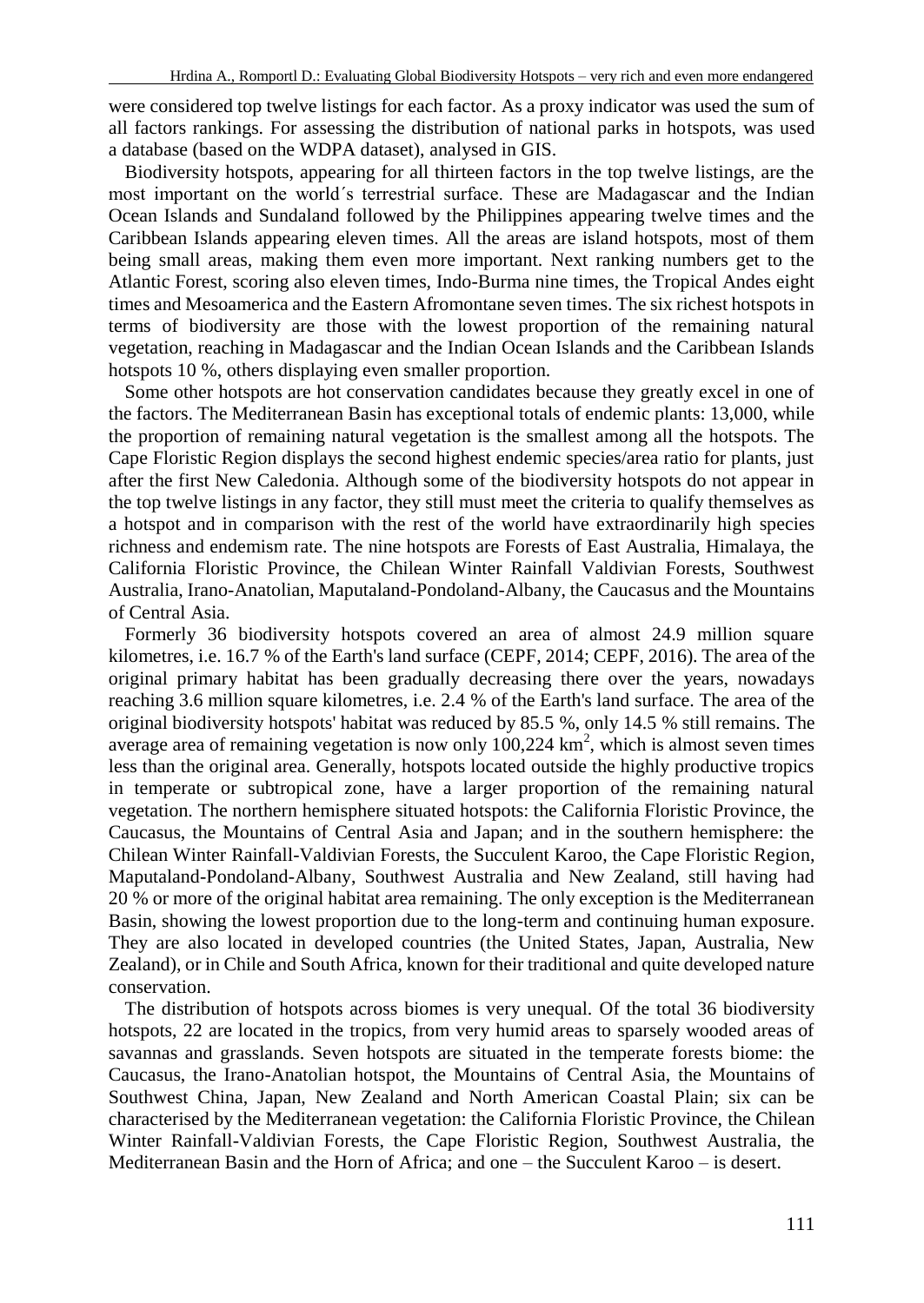were considered top twelve listings for each factor. As a proxy indicator was used the sum of all factors rankings. For assessing the distribution of national parks in hotspots, was used a database (based on the WDPA dataset), analysed in GIS.

Biodiversity hotspots, appearing for all thirteen factors in the top twelve listings, are the most important on the world´s terrestrial surface. These are Madagascar and the Indian Ocean Islands and Sundaland followed by the Philippines appearing twelve times and the Caribbean Islands appearing eleven times. All the areas are island hotspots, most of them being small areas, making them even more important. Next ranking numbers get to the Atlantic Forest, scoring also eleven times, Indo-Burma nine times, the Tropical Andes eight times and Mesoamerica and the Eastern Afromontane seven times. The six richest hotspots in terms of biodiversity are those with the lowest proportion of the remaining natural vegetation, reaching in Madagascar and the Indian Ocean Islands and the Caribbean Islands hotspots 10 %, others displaying even smaller proportion.

Some other hotspots are hot conservation candidates because they greatly excel in one of the factors. The Mediterranean Basin has exceptional totals of endemic plants: 13,000, while the proportion of remaining natural vegetation is the smallest among all the hotspots. The Cape Floristic Region displays the second highest endemic species/area ratio for plants, just after the first New Caledonia. Although some of the biodiversity hotspots do not appear in the top twelve listings in any factor, they still must meet the criteria to qualify themselves as a hotspot and in comparison with the rest of the world have extraordinarily high species richness and endemism rate. The nine hotspots are Forests of East Australia, Himalaya, the California Floristic Province, the Chilean Winter Rainfall Valdivian Forests, Southwest Australia, Irano-Anatolian, Maputaland-Pondoland-Albany, the Caucasus and the Mountains of Central Asia.

Formerly 36 biodiversity hotspots covered an area of almost 24.9 million square kilometres, i.e. 16.7 % of the Earth's land surface (CEPF, 2014; CEPF, 2016). The area of the original primary habitat has been gradually decreasing there over the years, nowadays reaching 3.6 million square kilometres, i.e. 2.4 % of the Earth's land surface. The area of the original biodiversity hotspots' habitat was reduced by 85.5 %, only 14.5 % still remains. The average area of remaining vegetation is now only 100,224 $km^2$, which is almost seven times less than the original area. Generally, hotspots located outside the highly productive tropics in temperate or subtropical zone, have a larger proportion of the remaining natural vegetation. The northern hemisphere situated hotspots: the California Floristic Province, the Caucasus, the Mountains of Central Asia and Japan; and in the southern hemisphere: the Chilean Winter Rainfall-Valdivian Forests, the Succulent Karoo, the Cape Floristic Region, Maputaland-Pondoland-Albany, Southwest Australia and New Zealand, still having had 20 % or more of the original habitat area remaining. The only exception is the Mediterranean Basin, showing the lowest proportion due to the long-term and continuing human exposure. They are also located in developed countries (the United States, Japan, Australia, New Zealand), or in Chile and South Africa, known for their traditional and quite developed nature conservation.

The distribution of hotspots across biomes is very unequal. Of the total 36 biodiversity hotspots, 22 are located in the tropics, from very humid areas to sparsely wooded areas of savannas and grasslands. Seven hotspots are situated in the temperate forests biome: the Caucasus, the Irano-Anatolian hotspot, the Mountains of Central Asia, the Mountains of Southwest China, Japan, New Zealand and North American Coastal Plain; six can be characterised by the Mediterranean vegetation: the California Floristic Province, the Chilean Winter Rainfall-Valdivian Forests, the Cape Floristic Region, Southwest Australia, the Mediterranean Basin and the Horn of Africa; and one – the Succulent Karoo – is desert.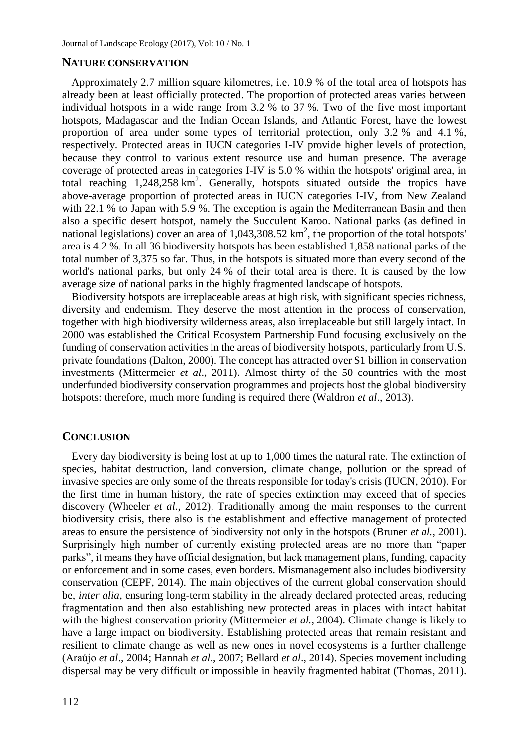## NATURE CONSERVATION

Approximately 2.7 million square kilometres, i.e. 10.9 % of the total area of hotspots has already been at least officially protected. The proportion of protected areas varies between individual hotspots in a wide range from 3.2 % to 37 %. Two of the five most important hotspots, Madagascar and the Indian Ocean Islands, and Atlantic Forest, have the lowest proportion of area under some types of territorial protection, only 3.2 % and 4.1 %, respectively. Protected areas in IUCN categories I-IV provide higher levels of protection, because they control to various extent resource use and human presence. The average coverage of protected areas in categories I-IV is 5.0 % within the hotspots' original area, in total reaching 1,248,258 km$^2$. Generally, hotspots situated outside the tropics have above-average proportion of protected areas in IUCN categories I-IV, from New Zealand with 22.1 % to Japan with 5.9 %. The exception is again the Mediterranean Basin and then also a specific desert hotspot, namely the Succulent Karoo. National parks (as defined in national legislations) cover an area of 1,043,308.52 km$^2$, the proportion of the total hotspots' area is 4.2 %. In all 36 biodiversity hotspots has been established 1,858 national parks of the total number of 3,375 so far. Thus, in the hotspots is situated more than every second of the world's national parks, but only 24 % of their total area is there. It is caused by the low average size of national parks in the highly fragmented landscape of hotspots.

Biodiversity hotspots are irreplaceable areas at high risk, with significant species richness, diversity and endemism. They deserve the most attention in the process of conservation, together with high biodiversity wilderness areas, also irreplaceable but still largely intact. In 2000 was established the Critical Ecosystem Partnership Fund focusing exclusively on the funding of conservation activities in the areas of biodiversity hotspots, particularly from U.S. private foundations (Dalton, 2000). The concept has attracted over $1 billion in conservation investments (Mittermeier *et al*., 2011). Almost thirty of the 50 countries with the most underfunded biodiversity conservation programmes and projects host the global biodiversity hotspots: therefore, much more funding is required there (Waldron *et al*., 2013).

## CONCLUSION

Every day biodiversity is being lost at up to 1,000 times the natural rate. The extinction of species, habitat destruction, land conversion, climate change, pollution or the spread of invasive species are only some of the threats responsible for today's crisis (IUCN, 2010). For the first time in human history, the rate of species extinction may exceed that of species discovery (Wheeler *et al*., 2012). Traditionally among the main responses to the current biodiversity crisis, there also is the establishment and effective management of protected areas to ensure the persistence of biodiversity not only in the hotspots (Bruner *et al.*, 2001). Surprisingly high number of currently existing protected areas are no more than "paper parks", it means they have official designation, but lack management plans, funding, capacity or enforcement and in some cases, even borders. Mismanagement also includes biodiversity conservation (CEPF, 2014). The main objectives of the current global conservation should be, *inter alia*, ensuring long-term stability in the already declared protected areas, reducing fragmentation and then also establishing new protected areas in places with intact habitat with the highest conservation priority (Mittermeier *et al.*, 2004). Climate change is likely to have a large impact on biodiversity. Establishing protected areas that remain resistant and resilient to climate change as well as new ones in novel ecosystems is a further challenge (Araújo *et al*., 2004; Hannah *et al*., 2007; Bellard *et al*., 2014). Species movement including dispersal may be very difficult or impossible in heavily fragmented habitat (Thomas, 2011).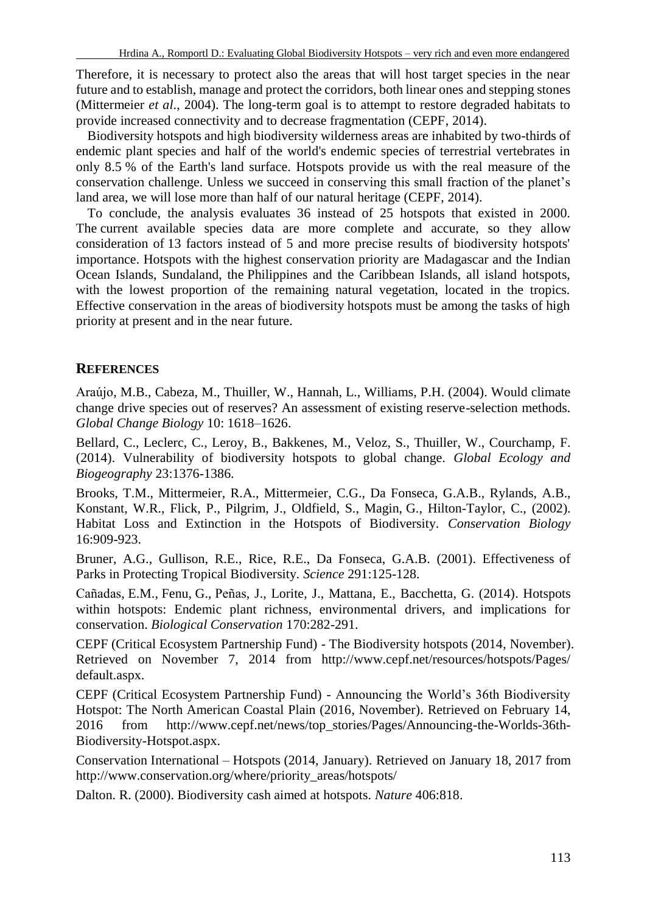Therefore, it is necessary to protect also the areas that will host target species in the near future and to establish, manage and protect the corridors, both linear ones and stepping stones (Mittermeier *et al*., 2004). The long-term goal is to attempt to restore degraded habitats to provide increased connectivity and to decrease fragmentation (CEPF, 2014).

Biodiversity hotspots and high biodiversity wilderness areas are inhabited by two-thirds of endemic plant species and half of the world's endemic species of terrestrial vertebrates in only 8.5 % of the Earth's land surface. Hotspots provide us with the real measure of the conservation challenge. Unless we succeed in conserving this small fraction of the planet's land area, we will lose more than half of our natural heritage (CEPF, 2014).

To conclude, the analysis evaluates 36 instead of 25 hotspots that existed in 2000. The current available species data are more complete and accurate, so they allow consideration of 13 factors instead of 5 and more precise results of biodiversity hotspots' importance. Hotspots with the highest conservation priority are Madagascar and the Indian Ocean Islands, Sundaland, the Philippines and the Caribbean Islands, all island hotspots, with the lowest proportion of the remaining natural vegetation, located in the tropics. Effective conservation in the areas of biodiversity hotspots must be among the tasks of high priority at present and in the near future.

## REFERENCES

Araújo, M.B., Cabeza, M., Thuiller, W., Hannah, L., Williams, P.H. (2004). Would climate change drive species out of reserves? An assessment of existing reserve-selection methods. *Global Change Biology* 10: 1618–1626.

Bellard, C., Leclerc, C., Leroy, B., Bakkenes, M., Veloz, S., Thuiller, W., Courchamp, F. (2014). Vulnerability of biodiversity hotspots to global change. *Global Ecology and Biogeography* 23:1376-1386.

Brooks, T.M., Mittermeier, R.A., Mittermeier, C.G., Da Fonseca, G.A.B., Rylands, A.B., Konstant, W.R., Flick, P., Pilgrim, J., Oldfield, S., Magin, G., Hilton-Taylor, C., (2002). Habitat Loss and Extinction in the Hotspots of Biodiversity. *Conservation Biology* 16:909-923.

Bruner, A.G., Gullison, R.E., Rice, R.E., Da Fonseca, G.A.B. (2001). Effectiveness of Parks in Protecting Tropical Biodiversity. *Science* 291:125-128.

Cañadas, E.M., Fenu, G., Peñas, J., Lorite, J., Mattana, E., Bacchetta, G. (2014). Hotspots within hotspots: Endemic plant richness, environmental drivers, and implications for conservation. *Biological Conservation* 170:282-291.

CEPF (Critical Ecosystem Partnership Fund) - The Biodiversity hotspots (2014, November). Retrieved on November 7, 2014 from http://www.cepf.net/resources/hotspots/Pages/default.aspx.

CEPF (Critical Ecosystem Partnership Fund) - Announcing the World's 36th Biodiversity Hotspot: The North American Coastal Plain (2016, November). Retrieved on February 14, 2016 from http://www.cepf.net/news/top_stories/Pages/Announcing-the-Worlds-36th-Biodiversity-Hotspot.aspx.

Conservation International – Hotspots (2014, January). Retrieved on January 18, 2017 from http://www.conservation.org/where/priority_areas/hotspots/

Dalton. R. (2000). Biodiversity cash aimed at hotspots. *Nature* 406:818.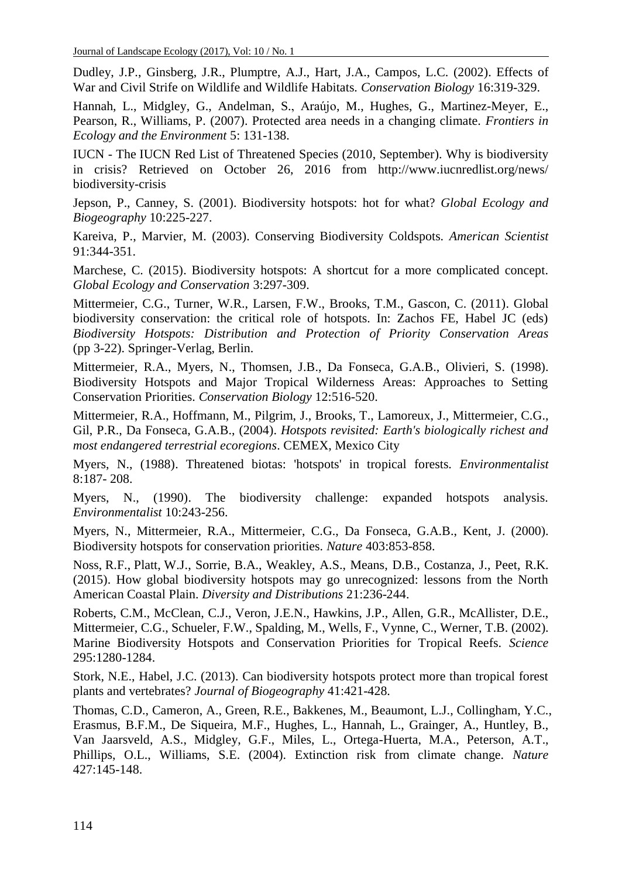Dudley, J.P., Ginsberg, J.R., Plumptre, A.J., Hart, J.A., Campos, L.C. (2002). Effects of War and Civil Strife on Wildlife and Wildlife Habitats. *Conservation Biology* 16:319-329.

Hannah, L., Midgley, G., Andelman, S., Araújo, M., Hughes, G., Martinez-Meyer, E., Pearson, R., Williams, P. (2007). Protected area needs in a changing climate. *Frontiers in Ecology and the Environment* 5: 131-138.

IUCN - The IUCN Red List of Threatened Species (2010, September). Why is biodiversity in crisis? Retrieved on October 26, 2016 from http://www.iucnredlist.org/news/biodiversity-crisis

Jepson, P., Canney, S. (2001). Biodiversity hotspots: hot for what? *Global Ecology and Biogeography* 10:225-227.

Kareiva, P., Marvier, M. (2003). Conserving Biodiversity Coldspots. *American Scientist* 91:344-351.

Marchese, C. (2015). Biodiversity hotspots: A shortcut for a more complicated concept. *Global Ecology and Conservation* 3:297-309.

Mittermeier, C.G., Turner, W.R., Larsen, F.W., Brooks, T.M., Gascon, C. (2011). Global biodiversity conservation: the critical role of hotspots. In: Zachos FE, Habel JC (eds) *Biodiversity Hotspots: Distribution and Protection of Priority Conservation Areas* (pp 3-22). Springer-Verlag, Berlin.

Mittermeier, R.A., Myers, N., Thomsen, J.B., Da Fonseca, G.A.B., Olivieri, S. (1998). Biodiversity Hotspots and Major Tropical Wilderness Areas: Approaches to Setting Conservation Priorities. *Conservation Biology* 12:516-520.

Mittermeier, R.A., Hoffmann, M., Pilgrim, J., Brooks, T., Lamoreux, J., Mittermeier, C.G., Gil, P.R., Da Fonseca, G.A.B., (2004). *Hotspots revisited: Earth's biologically richest and most endangered terrestrial ecoregions*. CEMEX, Mexico City

Myers, N., (1988). Threatened biotas: 'hotspots' in tropical forests. *Environmentalist* 8:187- 208.

Myers, N., (1990). The biodiversity challenge: expanded hotspots analysis. *Environmentalist* 10:243-256.

Myers, N., Mittermeier, R.A., Mittermeier, C.G., Da Fonseca, G.A.B., Kent, J. (2000). Biodiversity hotspots for conservation priorities. *Nature* 403:853-858.

Noss, R.F., Platt, W.J., Sorrie, B.A., Weakley, A.S., Means, D.B., Costanza, J., Peet, R.K. (2015). How global biodiversity hotspots may go unrecognized: lessons from the North American Coastal Plain. *Diversity and Distributions* 21:236-244.

Roberts, C.M., McClean, C.J., Veron, J.E.N., Hawkins, J.P., Allen, G.R., McAllister, D.E., Mittermeier, C.G., Schueler, F.W., Spalding, M., Wells, F., Vynne, C., Werner, T.B. (2002). Marine Biodiversity Hotspots and Conservation Priorities for Tropical Reefs. *Science* 295:1280-1284.

Stork, N.E., Habel, J.C. (2013). Can biodiversity hotspots protect more than tropical forest plants and vertebrates? *Journal of Biogeography* 41:421-428.

Thomas, C.D., Cameron, A., Green, R.E., Bakkenes, M., Beaumont, L.J., Collingham, Y.C., Erasmus, B.F.M., De Siqueira, M.F., Hughes, L., Hannah, L., Grainger, A., Huntley, B., Van Jaarsveld, A.S., Midgley, G.F., Miles, L., Ortega-Huerta, M.A., Peterson, A.T., Phillips, O.L., Williams, S.E. (2004). Extinction risk from climate change. *Nature* 427:145-148.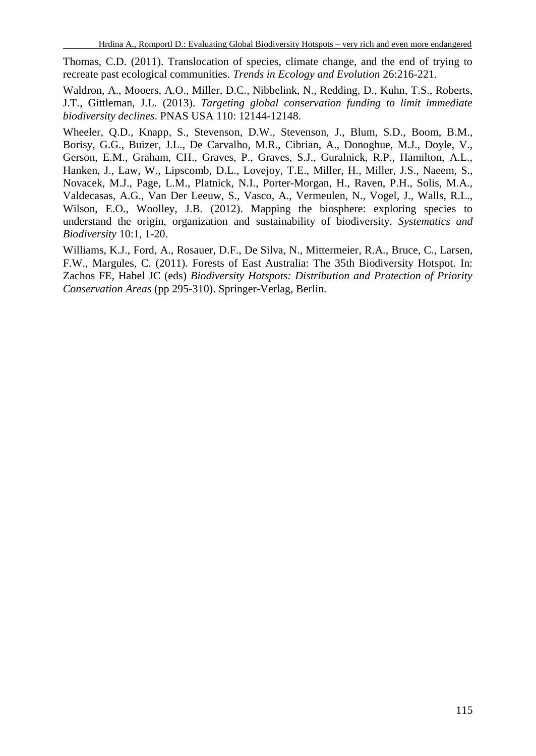Thomas, C.D. (2011). Translocation of species, climate change, and the end of trying to recreate past ecological communities. *Trends in Ecology and Evolution* 26:216-221.

Waldron, A., Mooers, A.O., Miller, D.C., Nibbelink, N., Redding, D., Kuhn, T.S., Roberts, J.T., Gittleman, J.L. (2013). *Targeting global conservation funding to limit immediate biodiversity declines*. PNAS USA 110: 12144-12148.

Wheeler, Q.D., Knapp, S., Stevenson, D.W., Stevenson, J., Blum, S.D., Boom, B.M., Borisy, G.G., Buizer, J.L., De Carvalho, M.R., Cibrian, A., Donoghue, M.J., Doyle, V., Gerson, E.M., Graham, CH., Graves, P., Graves, S.J., Guralnick, R.P., Hamilton, A.L., Hanken, J., Law, W., Lipscomb, D.L., Lovejoy, T.E., Miller, H., Miller, J.S., Naeem, S., Novacek, M.J., Page, L.M., Platnick, N.I., Porter-Morgan, H., Raven, P.H., Solis, M.A., Valdecasas, A.G., Van Der Leeuw, S., Vasco, A., Vermeulen, N., Vogel, J., Walls, R.L., Wilson, E.O., Woolley, J.B. (2012). Mapping the biosphere: exploring species to understand the origin, organization and sustainability of biodiversity. *Systematics and Biodiversity* 10:1, 1-20.

Williams, K.J., Ford, A., Rosauer, D.F., De Silva, N., Mittermeier, R.A., Bruce, C., Larsen, F.W., Margules, C. (2011). Forests of East Australia: The 35th Biodiversity Hotspot. In: Zachos FE, Habel JC (eds) *Biodiversity Hotspots: Distribution and Protection of Priority Conservation Areas* (pp 295-310). Springer-Verlag, Berlin.